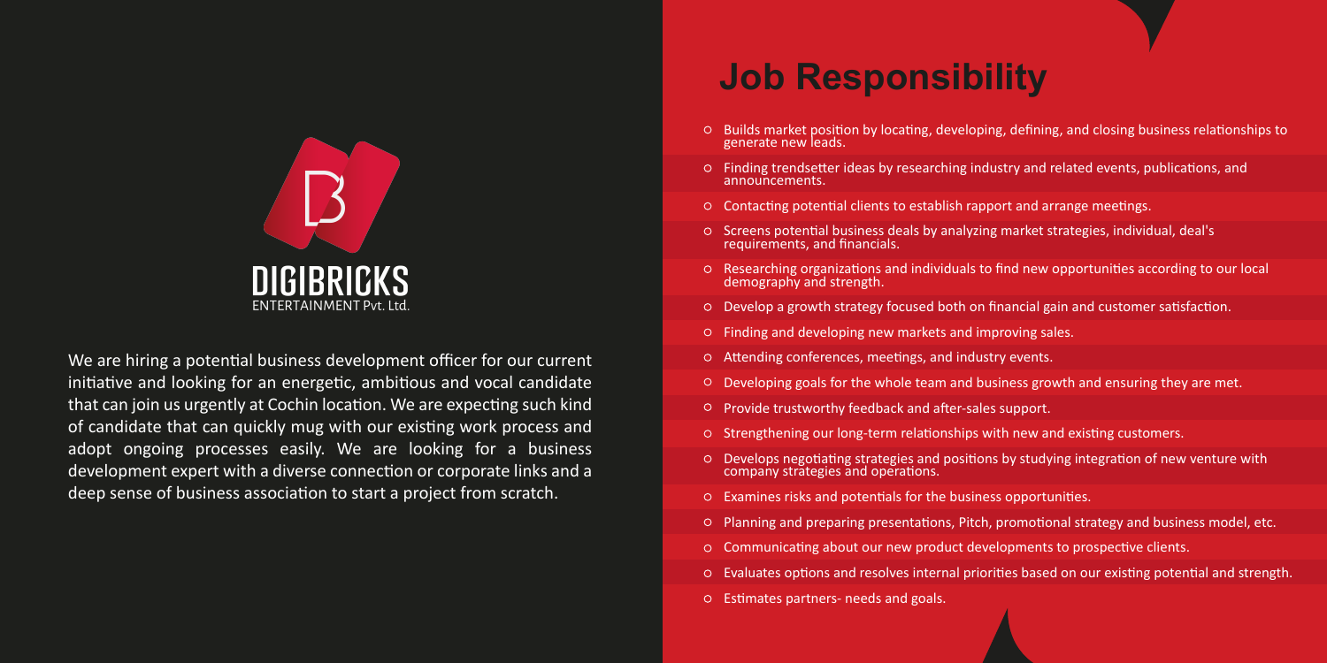DIGIBRICKS
ENTERTAINMENT Pvt. Ltd.

We are hiring a potential business development officer for our current initiative and looking for an energetic, ambitious and vocal candidate that can join us urgently at Cochin location. We are expecting such kind of candidate that can quickly mug with our existing work process and adopt ongoing processes easily. We are looking for a business development expert with a diverse connection or corporate links and a deep sense of business association to start a project from scratch.

# Job Responsibility

- Builds market position by locating, developing, defining, and closing business relationships to generate new leads.
- Finding trendsetter ideas by researching industry and related events, publications, and announcements.
- Contacting potential clients to establish rapport and arrange meetings.
- Screens potential business deals by analyzing market strategies, individual, deal's requirements, and financials.
- Researching organizations and individuals to find new opportunities according to our local demography and strength.
- Develop a growth strategy focused both on financial gain and customer satisfaction.
- Finding and developing new markets and improving sales.
- Attending conferences, meetings, and industry events.
- Developing goals for the whole team and business growth and ensuring they are met.
- Provide trustworthy feedback and after-sales support.
- Strengthening our long-term relationships with new and existing customers.
- Develops negotiating strategies and positions by studying integration of new venture with company strategies and operations.
- Examines risks and potentials for the business opportunities.
- Planning and preparing presentations, Pitch, promotional strategy and business model, etc.
- Communicating about our new product developments to prospective clients.
- Evaluates options and resolves internal priorities based on our existing potential and strength.
- Estimates partners- needs and goals.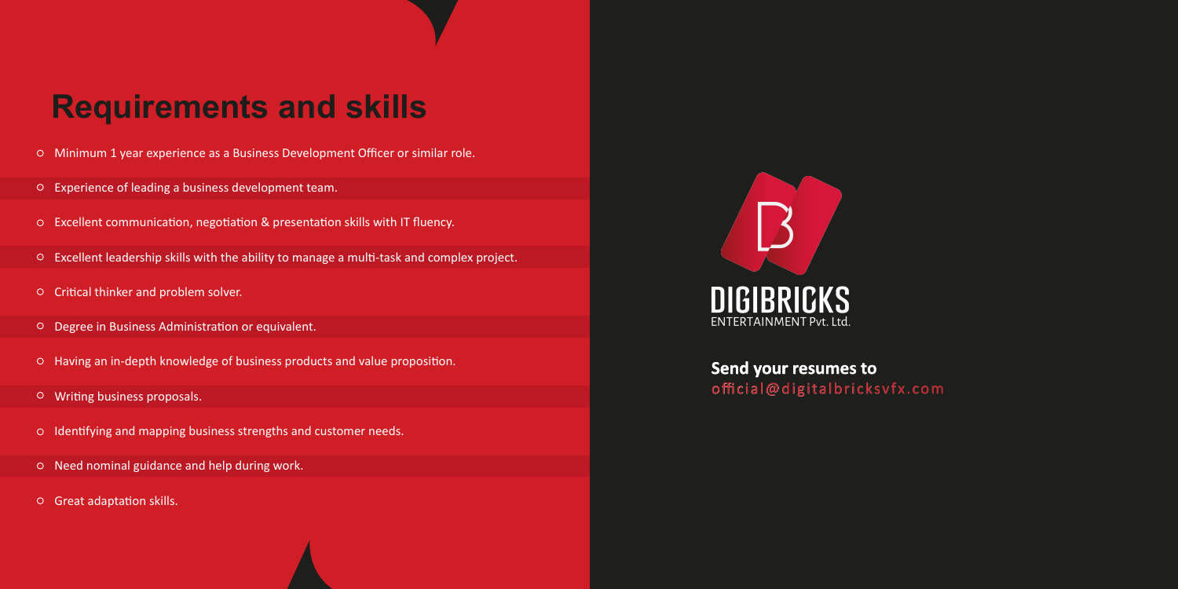# Requirements and skills

- Minimum 1 year experience as a Business Development Officer or similar role.
- Experience of leading a business development team.
- Excellent communication, negotiation & presentation skills with IT fluency.
- Excellent leadership skills with the ability to manage a multi-task and complex project.
- Critical thinker and problem solver.
- Degree in Business Administration or equivalent.
- Having an in-depth knowledge of business products and value proposition.
- Writing business proposals.
- Identifying and mapping business strengths and customer needs.
- Need nominal guidance and help during work.
- Great adaptation skills.

DIGIBRICKS
ENTERTAINMENT Pvt. Ltd.

**Send your resumes to**
official@digitalbricksvfx.com